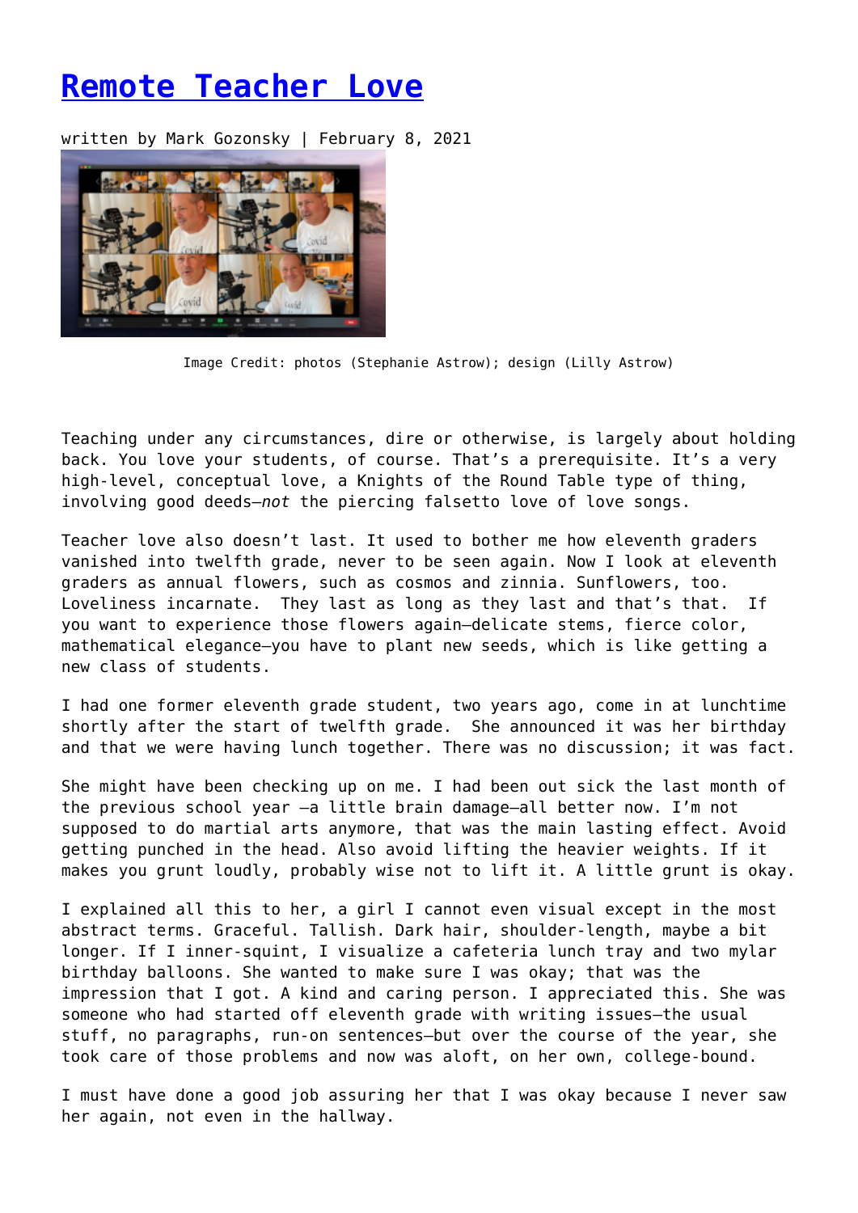# [Remote Teacher Love]()

written by Mark Gozonsky | February 8, 2021

Image Credit: photos (Stephanie Astrow); design (Lilly Astrow)

Teaching under any circumstances, dire or otherwise, is largely about holding back. You love your students, of course. That's a prerequisite. It's a very high-level, conceptual love, a Knights of the Round Table type of thing, involving good deeds—*not* the piercing falsetto love of love songs.

Teacher love also doesn't last. It used to bother me how eleventh graders vanished into twelfth grade, never to be seen again. Now I look at eleventh graders as annual flowers, such as cosmos and zinnia. Sunflowers, too. Loveliness incarnate. They last as long as they last and that's that. If you want to experience those flowers again—delicate stems, fierce color, mathematical elegance—you have to plant new seeds, which is like getting a new class of students.

I had one former eleventh grade student, two years ago, come in at lunchtime shortly after the start of twelfth grade. She announced it was her birthday and that we were having lunch together. There was no discussion; it was fact.

She might have been checking up on me. I had been out sick the last month of the previous school year —a little brain damage—all better now. I'm not supposed to do martial arts anymore, that was the main lasting effect. Avoid getting punched in the head. Also avoid lifting the heavier weights. If it makes you grunt loudly, probably wise not to lift it. A little grunt is okay.

I explained all this to her, a girl I cannot even visual except in the most abstract terms. Graceful. Tallish. Dark hair, shoulder-length, maybe a bit longer. If I inner-squint, I visualize a cafeteria lunch tray and two mylar birthday balloons. She wanted to make sure I was okay; that was the impression that I got. A kind and caring person. I appreciated this. She was someone who had started off eleventh grade with writing issues—the usual stuff, no paragraphs, run-on sentences—but over the course of the year, she took care of those problems and now was aloft, on her own, college-bound.

I must have done a good job assuring her that I was okay because I never saw her again, not even in the hallway.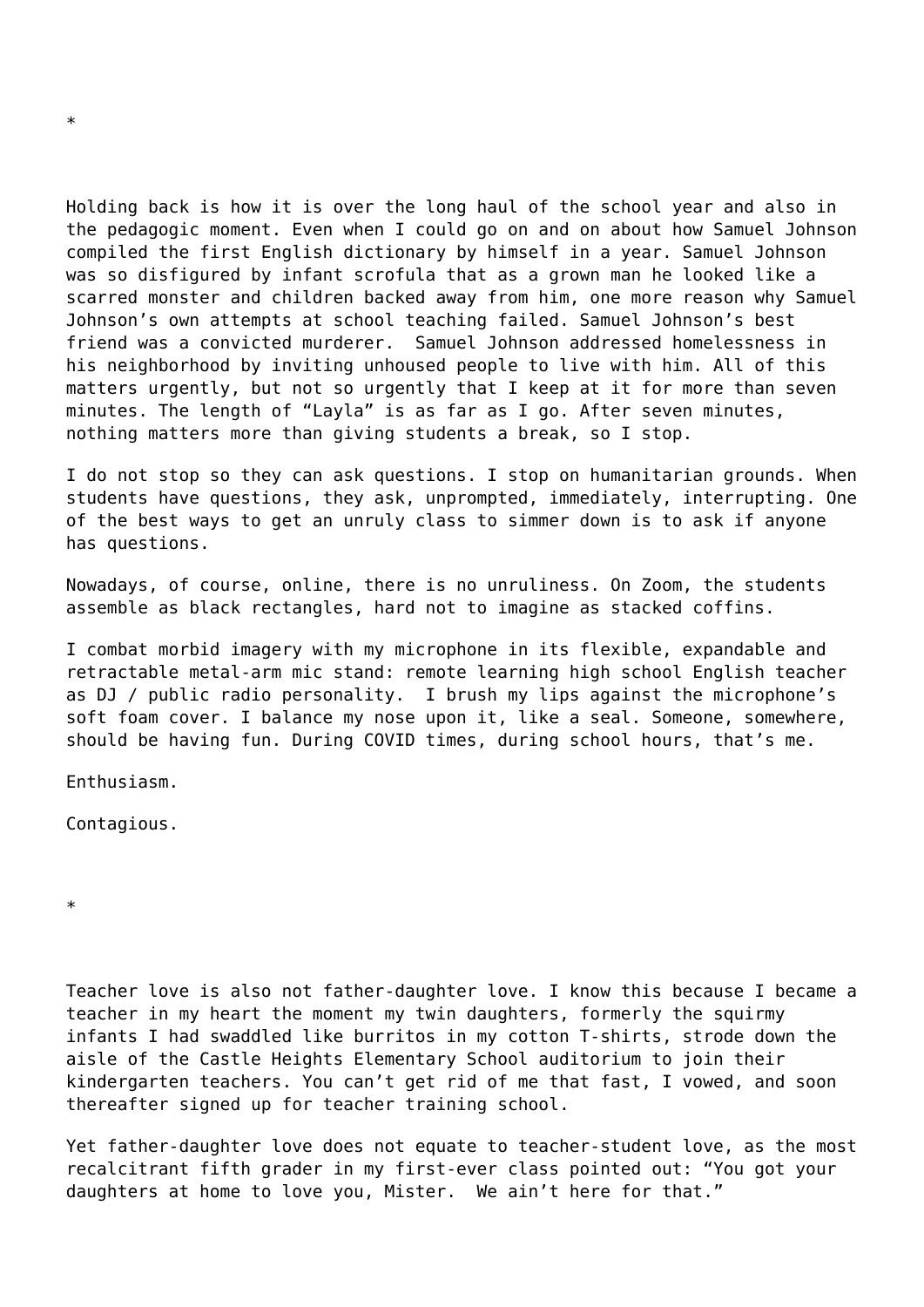*

Holding back is how it is over the long haul of the school year and also in the pedagogic moment. Even when I could go on and on about how Samuel Johnson compiled the first English dictionary by himself in a year. Samuel Johnson was so disfigured by infant scrofula that as a grown man he looked like a scarred monster and children backed away from him, one more reason why Samuel Johnson's own attempts at school teaching failed. Samuel Johnson's best friend was a convicted murderer. Samuel Johnson addressed homelessness in his neighborhood by inviting unhoused people to live with him. All of this matters urgently, but not so urgently that I keep at it for more than seven minutes. The length of "Layla" is as far as I go. After seven minutes, nothing matters more than giving students a break, so I stop.

I do not stop so they can ask questions. I stop on humanitarian grounds. When students have questions, they ask, unprompted, immediately, interrupting. One of the best ways to get an unruly class to simmer down is to ask if anyone has questions.

Nowadays, of course, online, there is no unruliness. On Zoom, the students assemble as black rectangles, hard not to imagine as stacked coffins.

I combat morbid imagery with my microphone in its flexible, expandable and retractable metal-arm mic stand: remote learning high school English teacher as DJ / public radio personality. I brush my lips against the microphone's soft foam cover. I balance my nose upon it, like a seal. Someone, somewhere, should be having fun. During COVID times, during school hours, that's me.

Enthusiasm.

Contagious.

*

Teacher love is also not father-daughter love. I know this because I became a teacher in my heart the moment my twin daughters, formerly the squirmy infants I had swaddled like burritos in my cotton T-shirts, strode down the aisle of the Castle Heights Elementary School auditorium to join their kindergarten teachers. You can't get rid of me that fast, I vowed, and soon thereafter signed up for teacher training school.

Yet father-daughter love does not equate to teacher-student love, as the most recalcitrant fifth grader in my first-ever class pointed out: "You got your daughters at home to love you, Mister. We ain't here for that."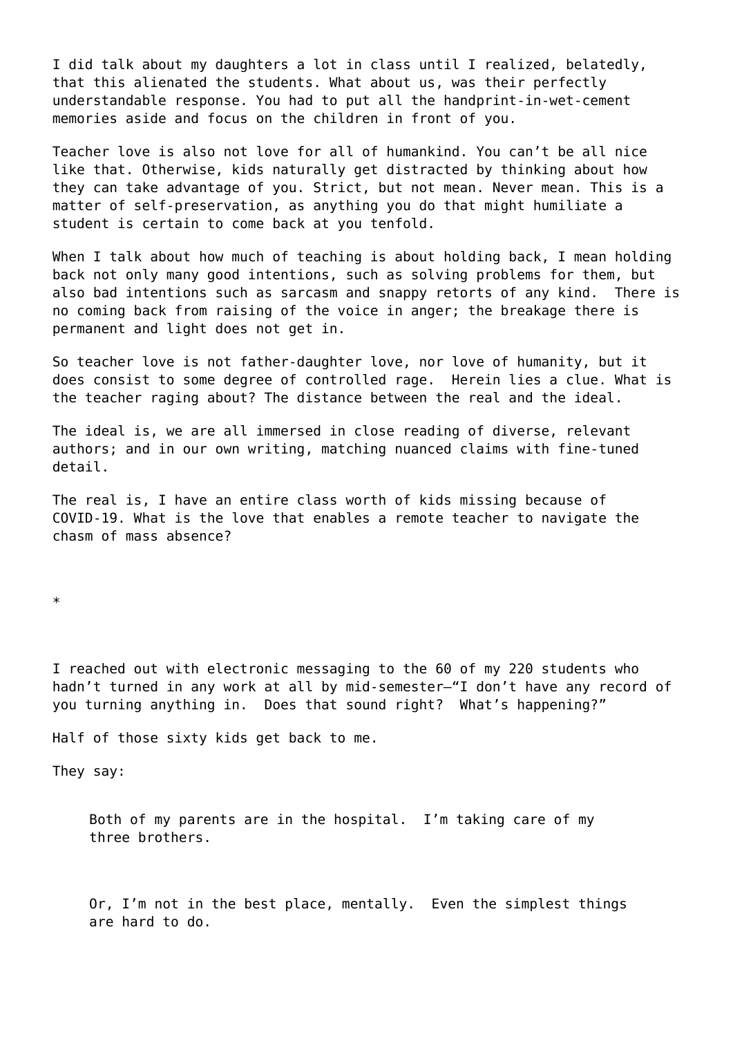I did talk about my daughters a lot in class until I realized, belatedly, that this alienated the students. What about us, was their perfectly understandable response. You had to put all the handprint-in-wet-cement memories aside and focus on the children in front of you.

Teacher love is also not love for all of humankind. You can't be all nice like that. Otherwise, kids naturally get distracted by thinking about how they can take advantage of you. Strict, but not mean. Never mean. This is a matter of self-preservation, as anything you do that might humiliate a student is certain to come back at you tenfold.

When I talk about how much of teaching is about holding back, I mean holding back not only many good intentions, such as solving problems for them, but also bad intentions such as sarcasm and snappy retorts of any kind. There is no coming back from raising of the voice in anger; the breakage there is permanent and light does not get in.

So teacher love is not father-daughter love, nor love of humanity, but it does consist to some degree of controlled rage. Herein lies a clue. What is the teacher raging about? The distance between the real and the ideal.

The ideal is, we are all immersed in close reading of diverse, relevant authors; and in our own writing, matching nuanced claims with fine-tuned detail.

The real is, I have an entire class worth of kids missing because of COVID-19. What is the love that enables a remote teacher to navigate the chasm of mass absence?

*

I reached out with electronic messaging to the 60 of my 220 students who hadn't turned in any work at all by mid-semester—"I don't have any record of you turning anything in. Does that sound right? What's happening?"

Half of those sixty kids get back to me.

They say:

> Both of my parents are in the hospital. I'm taking care of my three brothers.

> Or, I'm not in the best place, mentally. Even the simplest things are hard to do.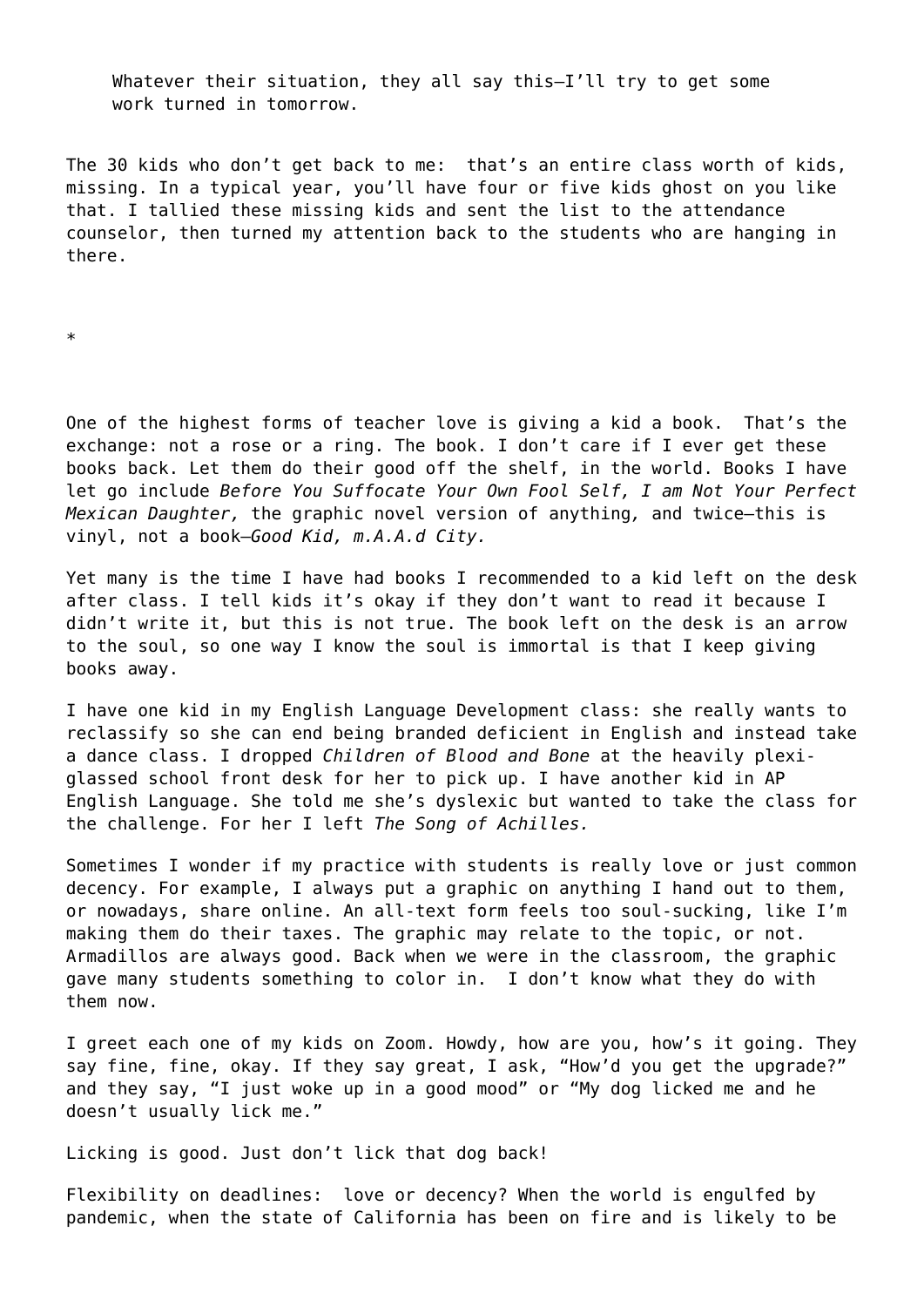> Whatever their situation, they all say this—I'll try to get some work turned in tomorrow.

The 30 kids who don't get back to me: that's an entire class worth of kids, missing. In a typical year, you'll have four or five kids ghost on you like that. I tallied these missing kids and sent the list to the attendance counselor, then turned my attention back to the students who are hanging in there.

*

One of the highest forms of teacher love is giving a kid a book. That's the exchange: not a rose or a ring. The book. I don't care if I ever get these books back. Let them do their good off the shelf, in the world. Books I have let go include *Before You Suffocate Your Own Fool Self, I am Not Your Perfect Mexican Daughter,* the graphic novel version of anything, and twice—this is vinyl, not a book—*Good Kid, m.A.A.d City.*

Yet many is the time I have had books I recommended to a kid left on the desk after class. I tell kids it's okay if they don't want to read it because I didn't write it, but this is not true. The book left on the desk is an arrow to the soul, so one way I know the soul is immortal is that I keep giving books away.

I have one kid in my English Language Development class: she really wants to reclassify so she can end being branded deficient in English and instead take a dance class. I dropped *Children of Blood and Bone* at the heavily plexi-glassed school front desk for her to pick up. I have another kid in AP English Language. She told me she's dyslexic but wanted to take the class for the challenge. For her I left *The Song of Achilles.*

Sometimes I wonder if my practice with students is really love or just common decency. For example, I always put a graphic on anything I hand out to them, or nowadays, share online. An all-text form feels too soul-sucking, like I'm making them do their taxes. The graphic may relate to the topic, or not. Armadillos are always good. Back when we were in the classroom, the graphic gave many students something to color in. I don't know what they do with them now.

I greet each one of my kids on Zoom. Howdy, how are you, how's it going. They say fine, fine, okay. If they say great, I ask, "How'd you get the upgrade?" and they say, "I just woke up in a good mood" or "My dog licked me and he doesn't usually lick me."

Licking is good. Just don't lick that dog back!

Flexibility on deadlines: love or decency? When the world is engulfed by pandemic, when the state of California has been on fire and is likely to be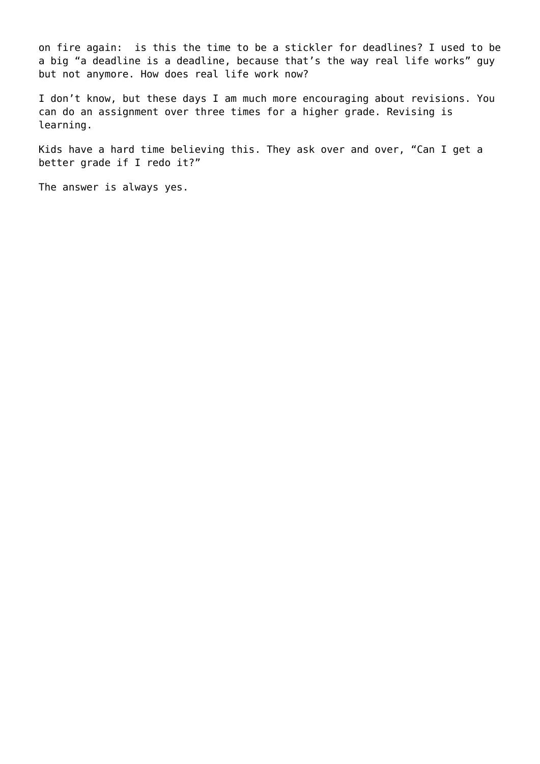on fire again: is this the time to be a stickler for deadlines? I used to be a big “a deadline is a deadline, because that’s the way real life works” guy but not anymore. How does real life work now?

I don’t know, but these days I am much more encouraging about revisions. You can do an assignment over three times for a higher grade. Revising is learning.

Kids have a hard time believing this. They ask over and over, “Can I get a better grade if I redo it?”

The answer is always yes.